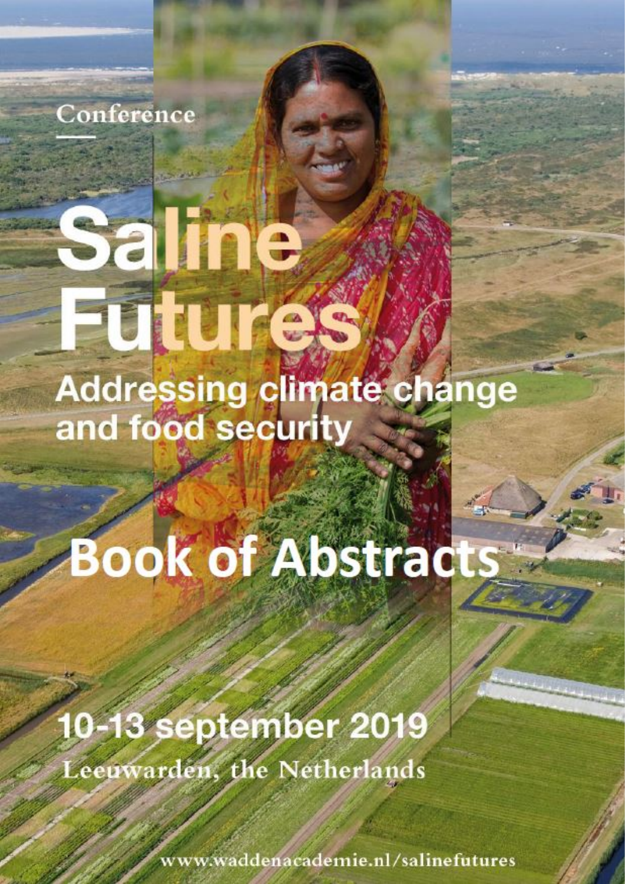Conference

# Saline Futures

## Addressing climate change and food security

# Book of Abstracts

**10-13 september 2019**

Leeuwarden, the Netherlands

www.waddenacademie.nl/salinefutures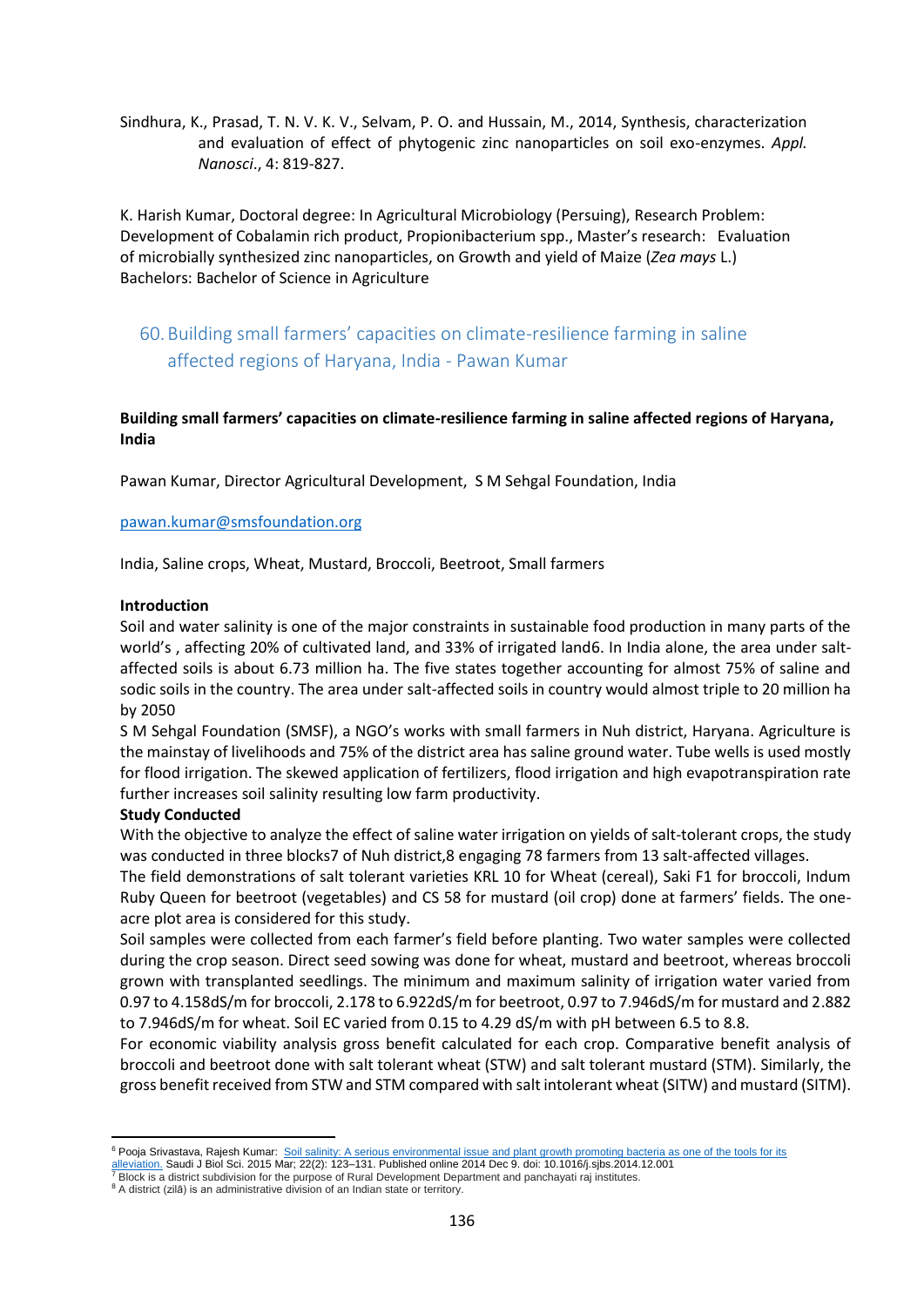Sindhura, K., Prasad, T. N. V. K. V., Selvam, P. O. and Hussain, M., 2014, Synthesis, characterization and evaluation of effect of phytogenic zinc nanoparticles on soil exo-enzymes. *Appl. Nanosci*., 4: 819-827.

K. Harish Kumar, Doctoral degree: In Agricultural Microbiology (Persuing), Research Problem: Development of Cobalamin rich product, Propionibacterium spp., Master's research: Evaluation of microbially synthesized zinc nanoparticles, on Growth and yield of Maize (*Zea mays* L.) Bachelors: Bachelor of Science in Agriculture

## 60. Building small farmers' capacities on climate-resilience farming in saline affected regions of Haryana, India - Pawan Kumar

**Building small farmers' capacities on climate-resilience farming in saline affected regions of Haryana, India**

Pawan Kumar, Director Agricultural Development, S M Sehgal Foundation, India

pawan.kumar@smsfoundation.org

India, Saline crops, Wheat, Mustard, Broccoli, Beetroot, Small farmers

**Introduction**

Soil and water salinity is one of the major constraints in sustainable food production in many parts of the world's , affecting 20% of cultivated land, and 33% of irrigated land[6]. In India alone, the area under salt-affected soils is about 6.73 million ha. The five states together accounting for almost 75% of saline and sodic soils in the country. The area under salt-affected soils in country would almost triple to 20 million ha by 2050

S M Sehgal Foundation (SMSF), a NGO's works with small farmers in Nuh district, Haryana. Agriculture is the mainstay of livelihoods and 75% of the district area has saline ground water. Tube wells is used mostly for flood irrigation. The skewed application of fertilizers, flood irrigation and high evapotranspiration rate further increases soil salinity resulting low farm productivity.

**Study Conducted**

With the objective to analyze the effect of saline water irrigation on yields of salt-tolerant crops, the study was conducted in three blocks[7] of Nuh district,[8] engaging 78 farmers from 13 salt-affected villages.

The field demonstrations of salt tolerant varieties KRL 10 for Wheat (cereal), Saki F1 for broccoli, Indum Ruby Queen for beetroot (vegetables) and CS 58 for mustard (oil crop) done at farmers' fields. The one-acre plot area is considered for this study.

Soil samples were collected from each farmer's field before planting. Two water samples were collected during the crop season. Direct seed sowing was done for wheat, mustard and beetroot, whereas broccoli grown with transplanted seedlings. The minimum and maximum salinity of irrigation water varied from 0.97 to 4.158dS/m for broccoli, 2.178 to 6.922dS/m for beetroot, 0.97 to 7.946dS/m for mustard and 2.882 to 7.946dS/m for wheat. Soil EC varied from 0.15 to 4.29 dS/m with pH between 6.5 to 8.8.

For economic viability analysis gross benefit calculated for each crop. Comparative benefit analysis of broccoli and beetroot done with salt tolerant wheat (STW) and salt tolerant mustard (STM). Similarly, the gross benefit received from STW and STM compared with salt intolerant wheat (SITW) and mustard (SITM).

---

[6] Pooja Srivastava, Rajesh Kumar: Soil salinity: A serious environmental issue and plant growth promoting bacteria as one of the tools for its alleviation. Saudi J Biol Sci. 2015 Mar; 22(2): 123–131. Published online 2014 Dec 9. doi: 10.1016/j.sjbs.2014.12.001

[7] Block is a district subdivision for the purpose of Rural Development Department and panchayati raj institutes.

[8] A district (zilā) is an administrative division of an Indian state or territory.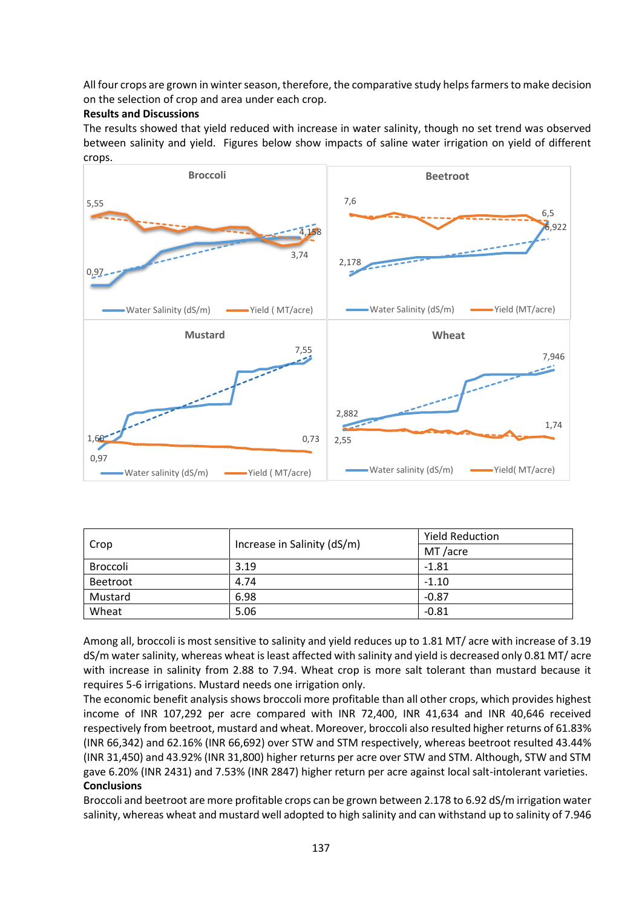All four crops are grown in winter season, therefore, the comparative study helps farmers to make decision on the selection of crop and area under each crop.

**Results and Discussions**

The results showed that yield reduced with increase in water salinity, though no set trend was observed between salinity and yield. Figures below show impacts of saline water irrigation on yield of different crops.

| Crop | Increase in Salinity (dS/m) | Yield Reduction |
|---|---|---|
| | | MT /acre |
| Broccoli | 3.19 | -1.81 |
| Beetroot | 4.74 | -1.10 |
| Mustard | 6.98 | -0.87 |
| Wheat | 5.06 | -0.81 |

Among all, broccoli is most sensitive to salinity and yield reduces up to 1.81 MT/ acre with increase of 3.19 dS/m water salinity, whereas wheat is least affected with salinity and yield is decreased only 0.81 MT/ acre with increase in salinity from 2.88 to 7.94. Wheat crop is more salt tolerant than mustard because it requires 5-6 irrigations. Mustard needs one irrigation only.

The economic benefit analysis shows broccoli more profitable than all other crops, which provides highest income of INR 107,292 per acre compared with INR 72,400, INR 41,634 and INR 40,646 received respectively from beetroot, mustard and wheat. Moreover, broccoli also resulted higher returns of 61.83% (INR 66,342) and 62.16% (INR 66,692) over STW and STM respectively, whereas beetroot resulted 43.44% (INR 31,450) and 43.92% (INR 31,800) higher returns per acre over STW and STM. Although, STW and STM gave 6.20% (INR 2431) and 7.53% (INR 2847) higher return per acre against local salt-intolerant varieties.

**Conclusions**

Broccoli and beetroot are more profitable crops can be grown between 2.178 to 6.92 dS/m irrigation water salinity, whereas wheat and mustard well adopted to high salinity and can withstand up to salinity of 7.946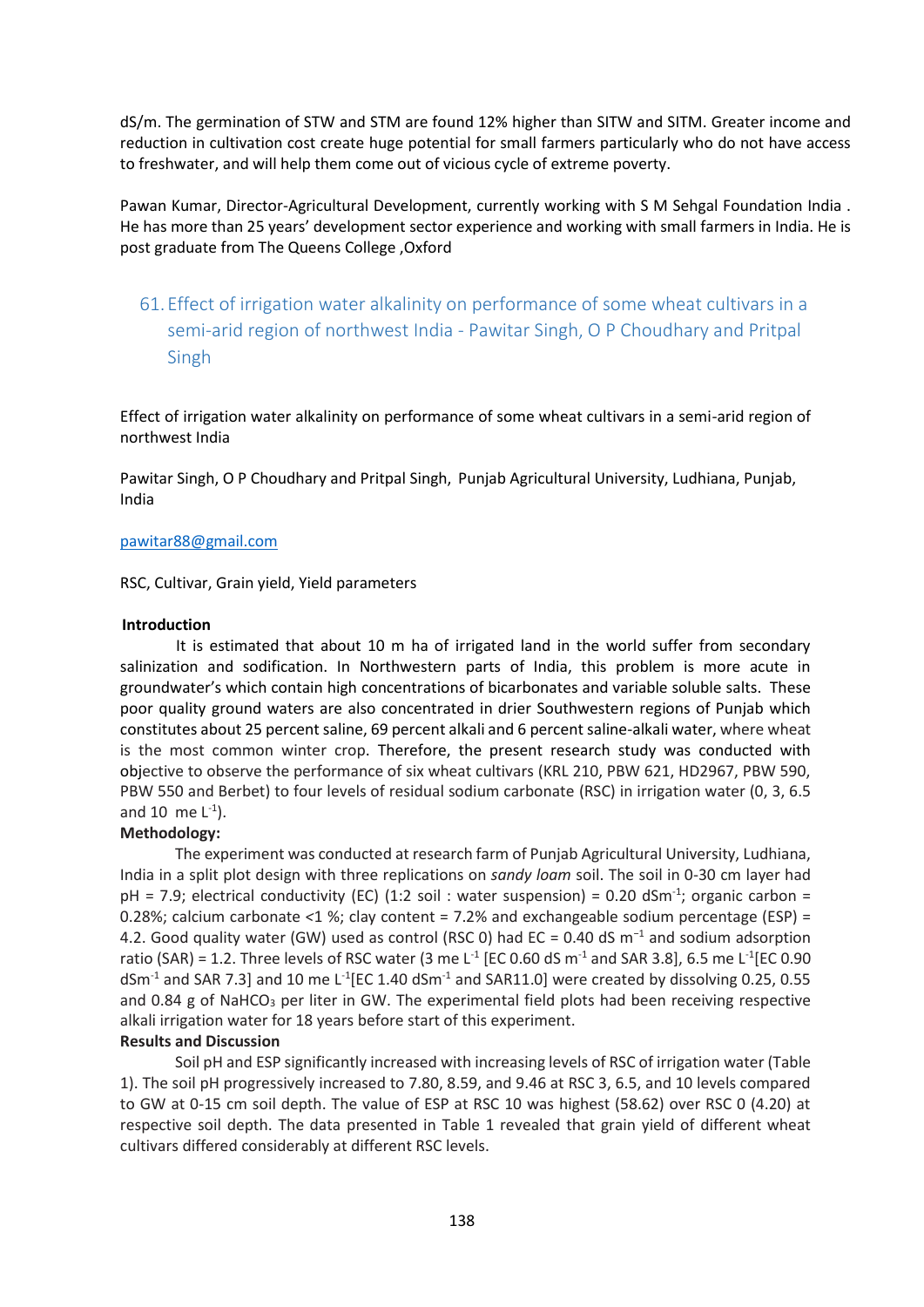dS/m. The germination of STW and STM are found 12% higher than SITW and SITM. Greater income and reduction in cultivation cost create huge potential for small farmers particularly who do not have access to freshwater, and will help them come out of vicious cycle of extreme poverty.

Pawan Kumar, Director-Agricultural Development, currently working with S M Sehgal Foundation India . He has more than 25 years' development sector experience and working with small farmers in India. He is post graduate from The Queens College ,Oxford

## 61. Effect of irrigation water alkalinity on performance of some wheat cultivars in a semi-arid region of northwest India - Pawitar Singh, O P Choudhary and Pritpal Singh

Effect of irrigation water alkalinity on performance of some wheat cultivars in a semi-arid region of northwest India

Pawitar Singh, O P Choudhary and Pritpal Singh, Punjab Agricultural University, Ludhiana, Punjab, India

pawitar88@gmail.com

RSC, Cultivar, Grain yield, Yield parameters

**Introduction**

It is estimated that about 10 m ha of irrigated land in the world suffer from secondary salinization and sodification. In Northwestern parts of India, this problem is more acute in groundwater's which contain high concentrations of bicarbonates and variable soluble salts. These poor quality ground waters are also concentrated in drier Southwestern regions of Punjab which constitutes about 25 percent saline, 69 percent alkali and 6 percent saline-alkali water, where wheat is the most common winter crop. Therefore, the present research study was conducted with objective to observe the performance of six wheat cultivars (KRL 210, PBW 621, HD2967, PBW 590, PBW 550 and Berbet) to four levels of residual sodium carbonate (RSC) in irrigation water (0, 3, 6.5 and 10 me $L^{-1}$).

**Methodology:**

The experiment was conducted at research farm of Punjab Agricultural University, Ludhiana, India in a split plot design with three replications on *sandy loam* soil. The soil in 0-30 cm layer had pH = 7.9; electrical conductivity (EC) (1:2 soil : water suspension) = 0.20 $dSm^{-1}$; organic carbon = 0.28%; calcium carbonate <1 %; clay content = 7.2% and exchangeable sodium percentage (ESP) = 4.2. Good quality water (GW) used as control (RSC 0) had EC = 0.40 dS $m^{-1}$ and sodium adsorption ratio (SAR) = 1.2. Three levels of RSC water (3 me $L^{-1}$ [EC 0.60 dS $m^{-1}$ and SAR 3.8], 6.5 me $L^{-1}$[EC 0.90 $dSm^{-1}$ and SAR 7.3] and 10 me $L^{-1}$[EC 1.40 $dSm^{-1}$ and SAR11.0] were created by dissolving 0.25, 0.55 and 0.84 g of $NaHCO_3$ per liter in GW. The experimental field plots had been receiving respective alkali irrigation water for 18 years before start of this experiment.

**Results and Discussion**

Soil pH and ESP significantly increased with increasing levels of RSC of irrigation water (Table 1). The soil pH progressively increased to 7.80, 8.59, and 9.46 at RSC 3, 6.5, and 10 levels compared to GW at 0-15 cm soil depth. The value of ESP at RSC 10 was highest (58.62) over RSC 0 (4.20) at respective soil depth. The data presented in Table 1 revealed that grain yield of different wheat cultivars differed considerably at different RSC levels.